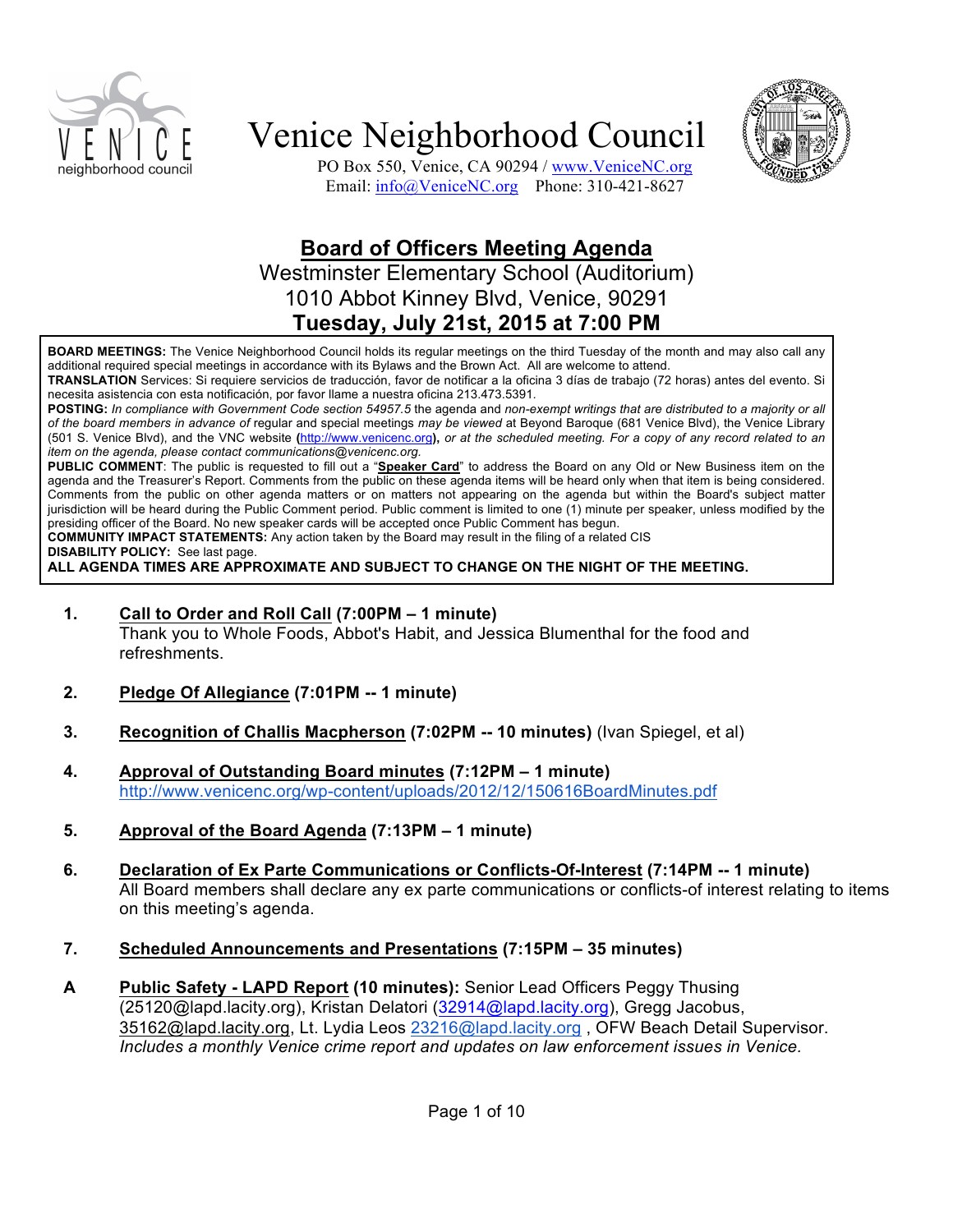# Venice Neighborhood Council

PO Box 550, Venice, CA 90294 / www.VeniceNC.org
Email: info@VeniceNC.org Phone: 310-421-8627

## Board of Officers Meeting Agenda

Westminster Elementary School (Auditorium)
1010 Abbot Kinney Blvd, Venice, 90291
**Tuesday, July 21st, 2015 at 7:00 PM**

**BOARD MEETINGS:** The Venice Neighborhood Council holds its regular meetings on the third Tuesday of the month and may also call any additional required special meetings in accordance with its Bylaws and the Brown Act. All are welcome to attend.
**TRANSLATION** Services: Si requiere servicios de traducción, favor de notificar a la oficina 3 días de trabajo (72 horas) antes del evento. Si necesita asistencia con esta notificación, por favor llame a nuestra oficina 213.473.5391.
**POSTING:** *In compliance with Government Code section 54957.5* the agenda and *non-exempt writings that are distributed to a majority or all of the board members in advance of* regular and special meetings *may be viewed* at Beyond Baroque (681 Venice Blvd), the Venice Library (501 S. Venice Blvd), and the VNC website **(**http://www.venicenc.org**),** *or at the scheduled meeting. For a copy of any record related to an item on the agenda, please contact communications@venicenc.org.*
**PUBLIC COMMENT**: The public is requested to fill out a "**Speaker Card**" to address the Board on any Old or New Business item on the agenda and the Treasurer's Report. Comments from the public on these agenda items will be heard only when that item is being considered. Comments from the public on other agenda matters or on matters not appearing on the agenda but within the Board's subject matter jurisdiction will be heard during the Public Comment period. Public comment is limited to one (1) minute per speaker, unless modified by the presiding officer of the Board. No new speaker cards will be accepted once Public Comment has begun.
**COMMUNITY IMPACT STATEMENTS:** Any action taken by the Board may result in the filing of a related CIS
**DISABILITY POLICY:** See last page.
**ALL AGENDA TIMES ARE APPROXIMATE AND SUBJECT TO CHANGE ON THE NIGHT OF THE MEETING.**

**1. Call to Order and Roll Call (7:00PM – 1 minute)**
Thank you to Whole Foods, Abbot's Habit, and Jessica Blumenthal for the food and refreshments.

**2. Pledge Of Allegiance (7:01PM -- 1 minute)**

**3. Recognition of Challis Macpherson (7:02PM -- 10 minutes)** (Ivan Spiegel, et al)

**4. Approval of Outstanding Board minutes (7:12PM – 1 minute)**
http://www.venicenc.org/wp-content/uploads/2012/12/150616BoardMinutes.pdf

**5. Approval of the Board Agenda (7:13PM – 1 minute)**

**6. Declaration of Ex Parte Communications or Conflicts-Of-Interest (7:14PM -- 1 minute)**
All Board members shall declare any ex parte communications or conflicts-of interest relating to items on this meeting's agenda.

**7. Scheduled Announcements and Presentations (7:15PM – 35 minutes)**

**A Public Safety - LAPD Report (10 minutes):** Senior Lead Officers Peggy Thusing (25120@lapd.lacity.org), Kristan Delatori (32914@lapd.lacity.org), Gregg Jacobus, 35162@lapd.lacity.org, Lt. Lydia Leos 23216@lapd.lacity.org , OFW Beach Detail Supervisor. *Includes a monthly Venice crime report and updates on law enforcement issues in Venice.*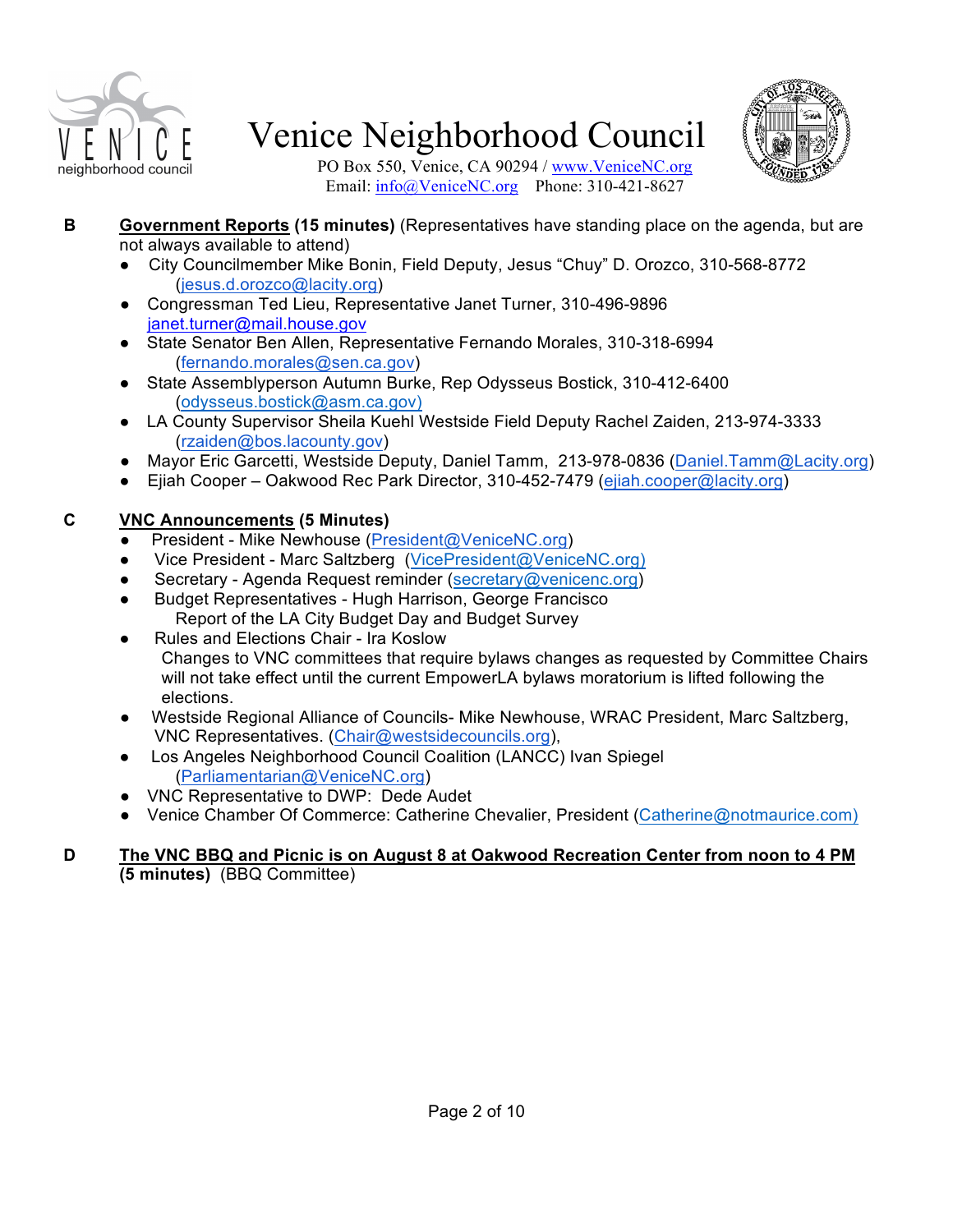# Venice Neighborhood Council

PO Box 550, Venice, CA 90294 / www.VeniceNC.org
Email: info@VeniceNC.org   Phone: 310-421-8627

**B** **Government Reports (15 minutes)** (Representatives have standing place on the agenda, but are not always available to attend)

- City Councilmember Mike Bonin, Field Deputy, Jesus "Chuy" D. Orozco, 310-568-8772 (jesus.d.orozco@lacity.org)
- Congressman Ted Lieu, Representative Janet Turner, 310-496-9896 janet.turner@mail.house.gov
- State Senator Ben Allen, Representative Fernando Morales, 310-318-6994 (fernando.morales@sen.ca.gov)
- State Assemblyperson Autumn Burke, Rep Odysseus Bostick, 310-412-6400 (odysseus.bostick@asm.ca.gov)
- LA County Supervisor Sheila Kuehl Westside Field Deputy Rachel Zaiden, 213-974-3333 (rzaiden@bos.lacounty.gov)
- Mayor Eric Garcetti, Westside Deputy, Daniel Tamm, 213-978-0836 (Daniel.Tamm@Lacity.org)
- Ejiah Cooper – Oakwood Rec Park Director, 310-452-7479 (ejiah.cooper@lacity.org)

**C** **VNC Announcements (5 Minutes)**

- President - Mike Newhouse (President@VeniceNC.org)
- Vice President - Marc Saltzberg (VicePresident@VeniceNC.org)
- Secretary - Agenda Request reminder (secretary@venicenc.org)
- Budget Representatives - Hugh Harrison, George Francisco
  Report of the LA City Budget Day and Budget Survey
- Rules and Elections Chair - Ira Koslow
  Changes to VNC committees that require bylaws changes as requested by Committee Chairs will not take effect until the current EmpowerLA bylaws moratorium is lifted following the elections.
- Westside Regional Alliance of Councils- Mike Newhouse, WRAC President, Marc Saltzberg, VNC Representatives. (Chair@westsidecouncils.org),
- Los Angeles Neighborhood Council Coalition (LANCC) Ivan Spiegel (Parliamentarian@VeniceNC.org)
- VNC Representative to DWP: Dede Audet
- Venice Chamber Of Commerce: Catherine Chevalier, President (Catherine@notmaurice.com)

**D** **The VNC BBQ and Picnic is on August 8 at Oakwood Recreation Center from noon to 4 PM (5 minutes)** (BBQ Committee)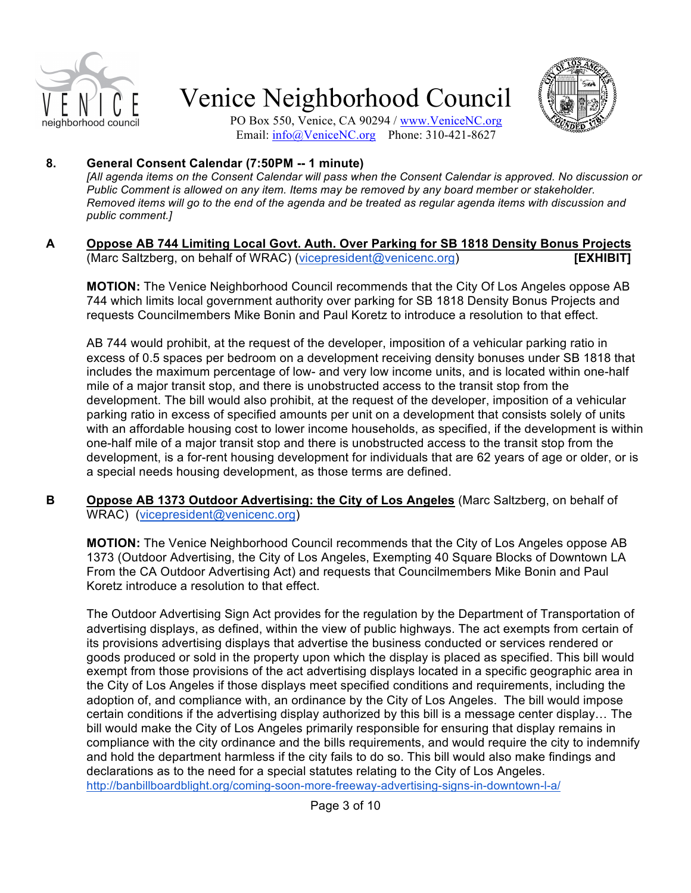# Venice Neighborhood Council

PO Box 550, Venice, CA 90294 / www.VeniceNC.org
Email: info@VeniceNC.org Phone: 310-421-8627

**8. General Consent Calendar (7:50PM -- 1 minute)**

*[All agenda items on the Consent Calendar will pass when the Consent Calendar is approved. No discussion or Public Comment is allowed on any item. Items may be removed by any board member or stakeholder. Removed items will go to the end of the agenda and be treated as regular agenda items with discussion and public comment.]*

**A** **Oppose AB 744 Limiting Local Govt. Auth. Over Parking for SB 1818 Density Bonus Projects** (Marc Saltzberg, on behalf of WRAC) (vicepresident@venicenc.org) **[EXHIBIT]**

**MOTION:** The Venice Neighborhood Council recommends that the City Of Los Angeles oppose AB 744 which limits local government authority over parking for SB 1818 Density Bonus Projects and requests Councilmembers Mike Bonin and Paul Koretz to introduce a resolution to that effect.

AB 744 would prohibit, at the request of the developer, imposition of a vehicular parking ratio in excess of 0.5 spaces per bedroom on a development receiving density bonuses under SB 1818 that includes the maximum percentage of low- and very low income units, and is located within one-half mile of a major transit stop, and there is unobstructed access to the transit stop from the development. The bill would also prohibit, at the request of the developer, imposition of a vehicular parking ratio in excess of specified amounts per unit on a development that consists solely of units with an affordable housing cost to lower income households, as specified, if the development is within one-half mile of a major transit stop and there is unobstructed access to the transit stop from the development, is a for-rent housing development for individuals that are 62 years of age or older, or is a special needs housing development, as those terms are defined.

**B** **Oppose AB 1373 Outdoor Advertising: the City of Los Angeles** (Marc Saltzberg, on behalf of WRAC) (vicepresident@venicenc.org)

**MOTION:** The Venice Neighborhood Council recommends that the City of Los Angeles oppose AB 1373 (Outdoor Advertising, the City of Los Angeles, Exempting 40 Square Blocks of Downtown LA From the CA Outdoor Advertising Act) and requests that Councilmembers Mike Bonin and Paul Koretz introduce a resolution to that effect.

The Outdoor Advertising Sign Act provides for the regulation by the Department of Transportation of advertising displays, as defined, within the view of public highways. The act exempts from certain of its provisions advertising displays that advertise the business conducted or services rendered or goods produced or sold in the property upon which the display is placed as specified. This bill would exempt from those provisions of the act advertising displays located in a specific geographic area in the City of Los Angeles if those displays meet specified conditions and requirements, including the adoption of, and compliance with, an ordinance by the City of Los Angeles. The bill would impose certain conditions if the advertising display authorized by this bill is a message center display… The bill would make the City of Los Angeles primarily responsible for ensuring that display remains in compliance with the city ordinance and the bills requirements, and would require the city to indemnify and hold the department harmless if the city fails to do so. This bill would also make findings and declarations as to the need for a special statutes relating to the City of Los Angeles.
http://banbillboardblight.org/coming-soon-more-freeway-advertising-signs-in-downtown-l-a/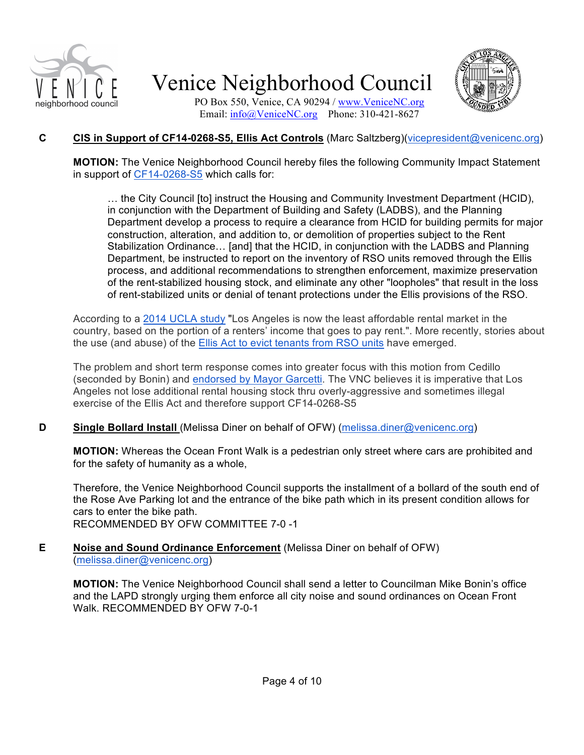# Venice Neighborhood Council

PO Box 550, Venice, CA 90294 / www.VeniceNC.org
Email: info@VeniceNC.org Phone: 310-421-8627

**C** **CIS in Support of CF14-0268-S5, Ellis Act Controls** (Marc Saltzberg)(vicepresident@venicenc.org)

**MOTION:** The Venice Neighborhood Council hereby files the following Community Impact Statement in support of CF14-0268-S5 which calls for:

> … the City Council [to] instruct the Housing and Community Investment Department (HCID), in conjunction with the Department of Building and Safety (LADBS), and the Planning Department develop a process to require a clearance from HCID for building permits for major construction, alteration, and addition to, or demolition of properties subject to the Rent Stabilization Ordinance… [and] that the HCID, in conjunction with the LADBS and Planning Department, be instructed to report on the inventory of RSO units removed through the Ellis process, and additional recommendations to strengthen enforcement, maximize preservation of the rent-stabilized housing stock, and eliminate any other "loopholes" that result in the loss of rent-stabilized units or denial of tenant protections under the Ellis provisions of the RSO.

According to a 2014 UCLA study "Los Angeles is now the least affordable rental market in the country, based on the portion of a renters' income that goes to pay rent.". More recently, stories about the use (and abuse) of the Ellis Act to evict tenants from RSO units have emerged.

The problem and short term response comes into greater focus with this motion from Cedillo (seconded by Bonin) and endorsed by Mayor Garcetti. The VNC believes it is imperative that Los Angeles not lose additional rental housing stock thru overly-aggressive and sometimes illegal exercise of the Ellis Act and therefore support CF14-0268-S5

**D** **Single Bollard Install** (Melissa Diner on behalf of OFW) (melissa.diner@venicenc.org)

**MOTION:** Whereas the Ocean Front Walk is a pedestrian only street where cars are prohibited and for the safety of humanity as a whole,

Therefore, the Venice Neighborhood Council supports the installment of a bollard of the south end of the Rose Ave Parking lot and the entrance of the bike path which in its present condition allows for cars to enter the bike path.
RECOMMENDED BY OFW COMMITTEE 7-0 -1

**E** **Noise and Sound Ordinance Enforcement** (Melissa Diner on behalf of OFW) (melissa.diner@venicenc.org)

**MOTION:** The Venice Neighborhood Council shall send a letter to Councilman Mike Bonin's office and the LAPD strongly urging them enforce all city noise and sound ordinances on Ocean Front Walk. RECOMMENDED BY OFW 7-0-1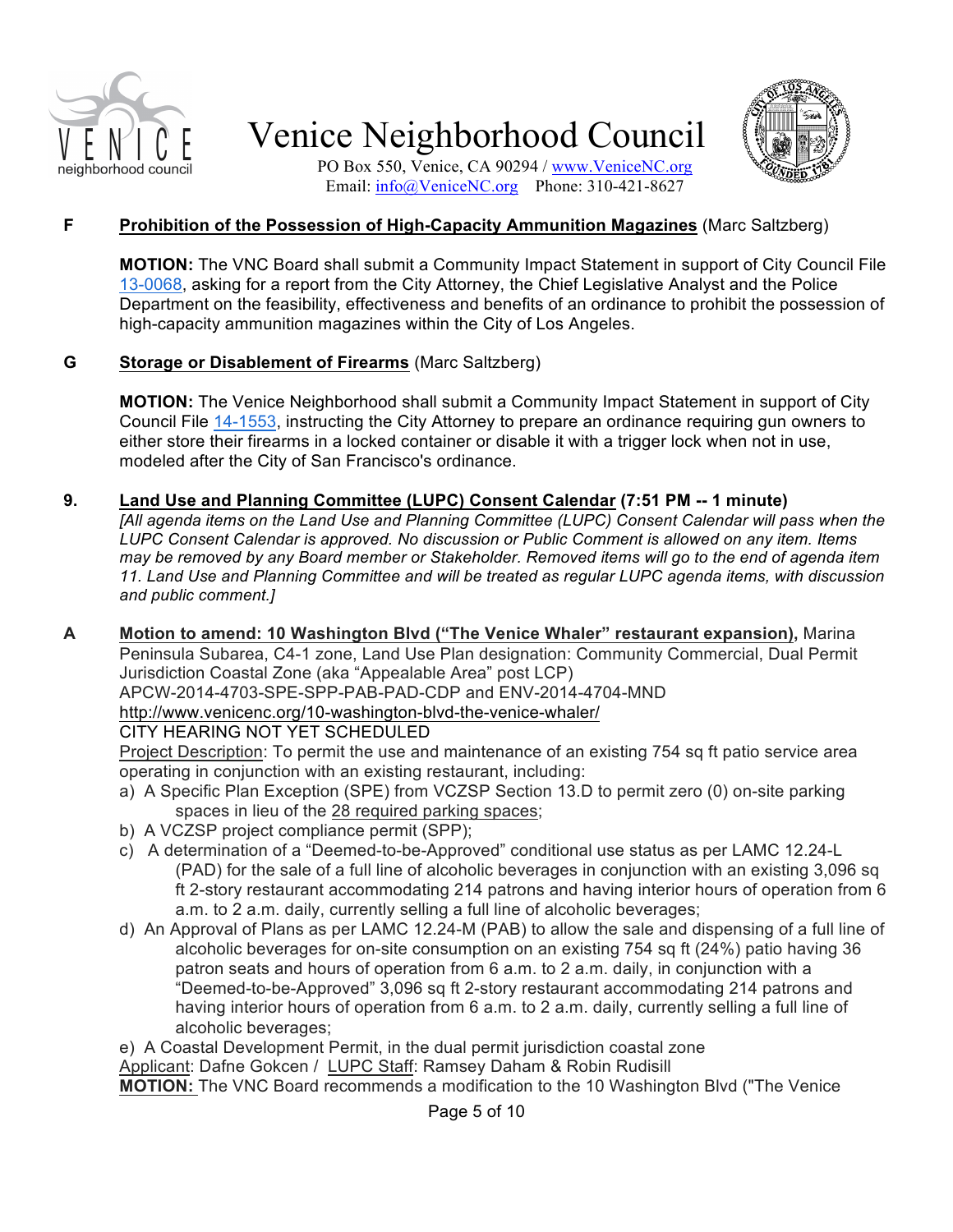**F** **<u>Prohibition of the Possession of High-Capacity Ammunition Magazines</u>** (Marc Saltzberg)

**MOTION:** The VNC Board shall submit a Community Impact Statement in support of City Council File 13-0068, asking for a report from the City Attorney, the Chief Legislative Analyst and the Police Department on the feasibility, effectiveness and benefits of an ordinance to prohibit the possession of high-capacity ammunition magazines within the City of Los Angeles.

**G** **<u>Storage or Disablement of Firearms</u>** (Marc Saltzberg)

**MOTION:** The Venice Neighborhood shall submit a Community Impact Statement in support of City Council File 14-1553, instructing the City Attorney to prepare an ordinance requiring gun owners to either store their firearms in a locked container or disable it with a trigger lock when not in use, modeled after the City of San Francisco's ordinance.

**9.** **<u>Land Use and Planning Committee (LUPC) Consent Calendar</u> (7:51 PM -- 1 minute)**

*[All agenda items on the Land Use and Planning Committee (LUPC) Consent Calendar will pass when the LUPC Consent Calendar is approved. No discussion or Public Comment is allowed on any item. Items may be removed by any Board member or Stakeholder. Removed items will go to the end of agenda item 11. Land Use and Planning Committee and will be treated as regular LUPC agenda items, with discussion and public comment.]*

**A** **<u>Motion to amend: 10 Washington Blvd ("The Venice Whaler" restaurant expansion),</u>** Marina Peninsula Subarea, C4-1 zone, Land Use Plan designation: Community Commercial, Dual Permit Jurisdiction Coastal Zone (aka "Appealable Area" post LCP)
APCW-2014-4703-SPE-SPP-PAB-PAD-CDP and ENV-2014-4704-MND
http://www.venicenc.org/10-washington-blvd-the-venice-whaler/
CITY HEARING NOT YET SCHEDULED
<u>Project Description</u>: To permit the use and maintenance of an existing 754 sq ft patio service area operating in conjunction with an existing restaurant, including:

a) A Specific Plan Exception (SPE) from VCZSP Section 13.D to permit zero (0) on-site parking spaces in lieu of the <u>28 required parking spaces</u>;
b) A VCZSP project compliance permit (SPP);
c) A determination of a "Deemed-to-be-Approved" conditional use status as per LAMC 12.24-L (PAD) for the sale of a full line of alcoholic beverages in conjunction with an existing 3,096 sq ft 2-story restaurant accommodating 214 patrons and having interior hours of operation from 6 a.m. to 2 a.m. daily, currently selling a full line of alcoholic beverages;
d) An Approval of Plans as per LAMC 12.24-M (PAB) to allow the sale and dispensing of a full line of alcoholic beverages for on-site consumption on an existing 754 sq ft (24%) patio having 36 patron seats and hours of operation from 6 a.m. to 2 a.m. daily, in conjunction with a "Deemed-to-be-Approved" 3,096 sq ft 2-story restaurant accommodating 214 patrons and having interior hours of operation from 6 a.m. to 2 a.m. daily, currently selling a full line of alcoholic beverages;
e) A Coastal Development Permit, in the dual permit jurisdiction coastal zone

<u>Applicant</u>: Dafne Gokcen / <u>LUPC Staff</u>: Ramsey Daham & Robin Rudisill

**<u>MOTION:</u>** The VNC Board recommends a modification to the 10 Washington Blvd ("The Venice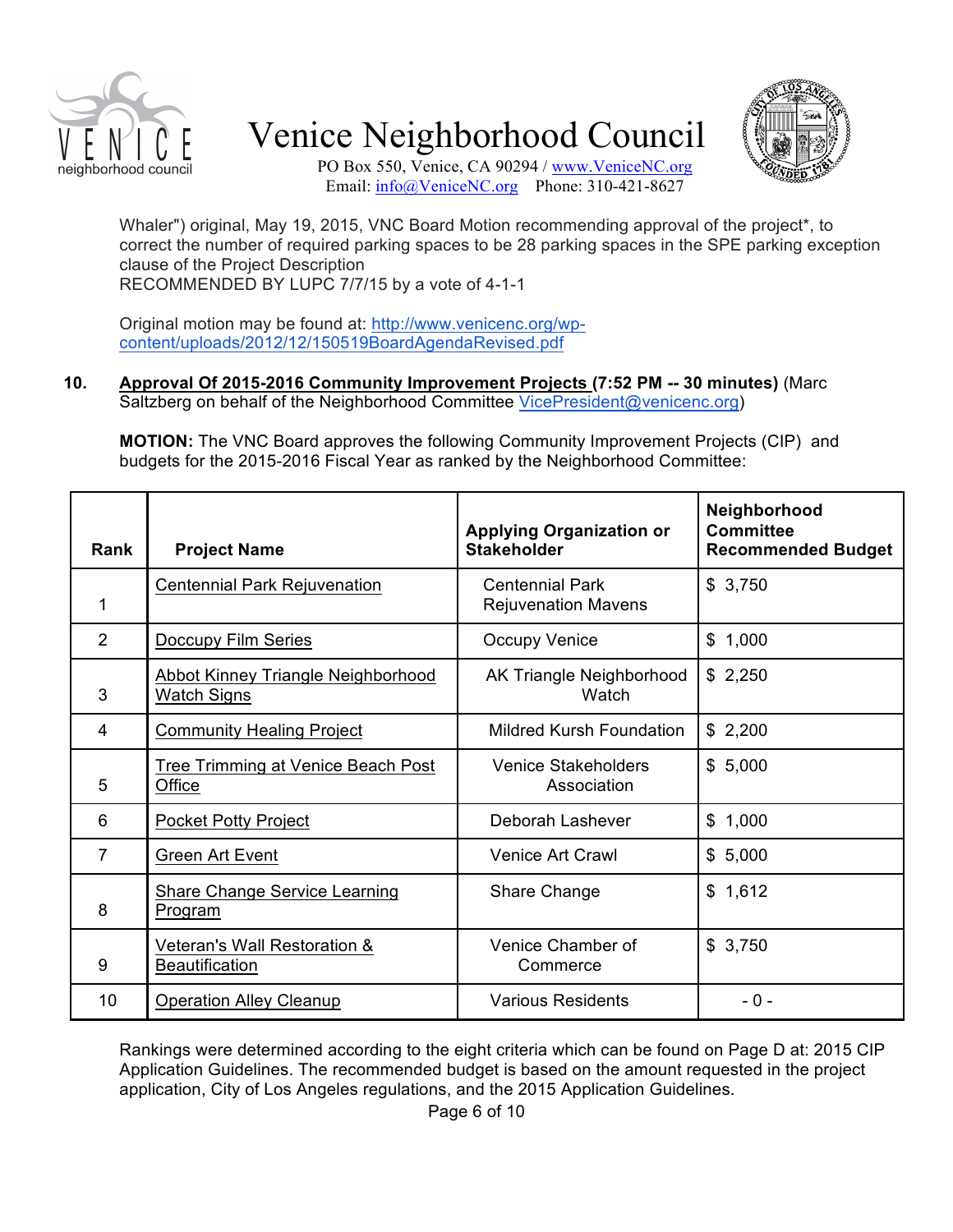Whaler") original, May 19, 2015, VNC Board Motion recommending approval of the project*, to correct the number of required parking spaces to be 28 parking spaces in the SPE parking exception clause of the Project Description
RECOMMENDED BY LUPC 7/7/15 by a vote of 4-1-1

Original motion may be found at: http://www.venicenc.org/wp-content/uploads/2012/12/150519BoardAgendaRevised.pdf

**10.** **Approval Of 2015-2016 Community Improvement Projects (7:52 PM -- 30 minutes)** (Marc Saltzberg on behalf of the Neighborhood Committee VicePresident@venicenc.org)

**MOTION:** The VNC Board approves the following Community Improvement Projects (CIP) and budgets for the 2015-2016 Fiscal Year as ranked by the Neighborhood Committee:

| Rank | Project Name | Applying Organization or Stakeholder | Neighborhood Committee Recommended Budget |
|---|---|---|---|
| 1 | Centennial Park Rejuvenation | Centennial Park Rejuvenation Mavens | $ 3,750 |
| 2 | Doccupy Film Series | Occupy Venice | $ 1,000 |
| 3 | Abbot Kinney Triangle Neighborhood Watch Signs | AK Triangle Neighborhood Watch | $ 2,250 |
| 4 | Community Healing Project | Mildred Kursh Foundation | $ 2,200 |
| 5 | Tree Trimming at Venice Beach Post Office | Venice Stakeholders Association | $ 5,000 |
| 6 | Pocket Potty Project | Deborah Lashever | $ 1,000 |
| 7 | Green Art Event | Venice Art Crawl | $ 5,000 |
| 8 | Share Change Service Learning Program | Share Change | $ 1,612 |
| 9 | Veteran's Wall Restoration & Beautification | Venice Chamber of Commerce | $ 3,750 |
| 10 | Operation Alley Cleanup | Various Residents | - 0 - |

Rankings were determined according to the eight criteria which can be found on Page D at: 2015 CIP Application Guidelines. The recommended budget is based on the amount requested in the project application, City of Los Angeles regulations, and the 2015 Application Guidelines.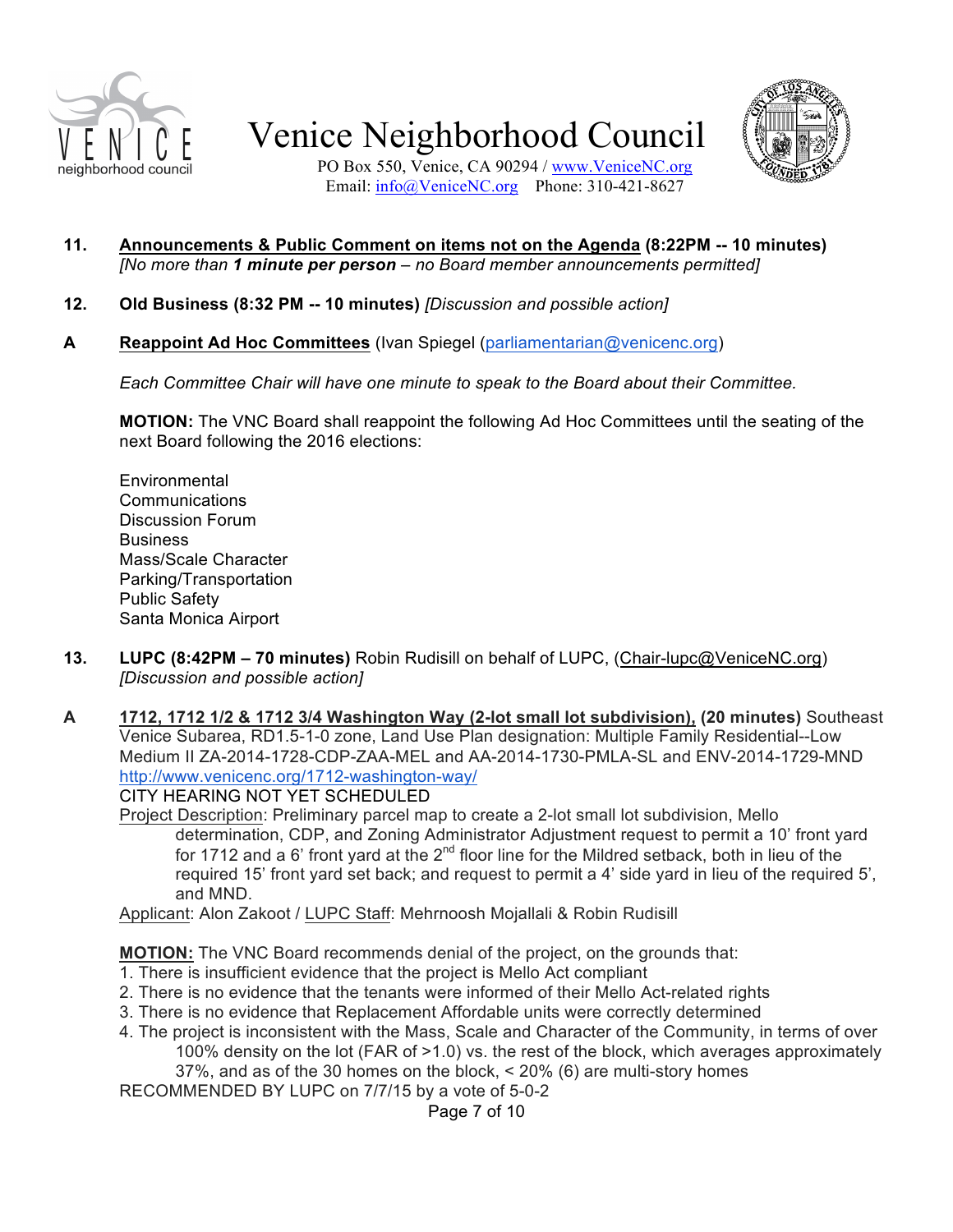# Venice Neighborhood Council

PO Box 550, Venice, CA 90294 / www.VeniceNC.org
Email: info@VeniceNC.org Phone: 310-421-8627

**11. Announcements & Public Comment on items not on the Agenda (8:22PM -- 10 minutes)**
*[No more than **1 minute per person** – no Board member announcements permitted]*

**12. Old Business (8:32 PM -- 10 minutes)** *[Discussion and possible action]*

**A Reappoint Ad Hoc Committees** (Ivan Spiegel (parliamentarian@venicenc.org)

*Each Committee Chair will have one minute to speak to the Board about their Committee.*

**MOTION:** The VNC Board shall reappoint the following Ad Hoc Committees until the seating of the next Board following the 2016 elections:

Environmental
Communications
Discussion Forum
Business
Mass/Scale Character
Parking/Transportation
Public Safety
Santa Monica Airport

**13. LUPC (8:42PM – 70 minutes)** Robin Rudisill on behalf of LUPC, (Chair-lupc@VeniceNC.org)
*[Discussion and possible action]*

**A 1712, 1712 1/2 & 1712 3/4 Washington Way (2-lot small lot subdivision), (20 minutes)** Southeast Venice Subarea, RD1.5-1-0 zone, Land Use Plan designation: Multiple Family Residential--Low Medium II ZA-2014-1728-CDP-ZAA-MEL and AA-2014-1730-PMLA-SL and ENV-2014-1729-MND
http://www.venicenc.org/1712-washington-way/
CITY HEARING NOT YET SCHEDULED
Project Description: Preliminary parcel map to create a 2-lot small lot subdivision, Mello determination, CDP, and Zoning Administrator Adjustment request to permit a 10' front yard for 1712 and a 6' front yard at the 2nd floor line for the Mildred setback, both in lieu of the required 15' front yard set back; and request to permit a 4' side yard in lieu of the required 5', and MND.
Applicant: Alon Zakoot / LUPC Staff: Mehrnoosh Mojallali & Robin Rudisill

**MOTION:** The VNC Board recommends denial of the project, on the grounds that:
1. There is insufficient evidence that the project is Mello Act compliant
2. There is no evidence that the tenants were informed of their Mello Act-related rights
3. There is no evidence that Replacement Affordable units were correctly determined
4. The project is inconsistent with the Mass, Scale and Character of the Community, in terms of over 100% density on the lot (FAR of >1.0) vs. the rest of the block, which averages approximately 37%, and as of the 30 homes on the block, < 20% (6) are multi-story homes

RECOMMENDED BY LUPC on 7/7/15 by a vote of 5-0-2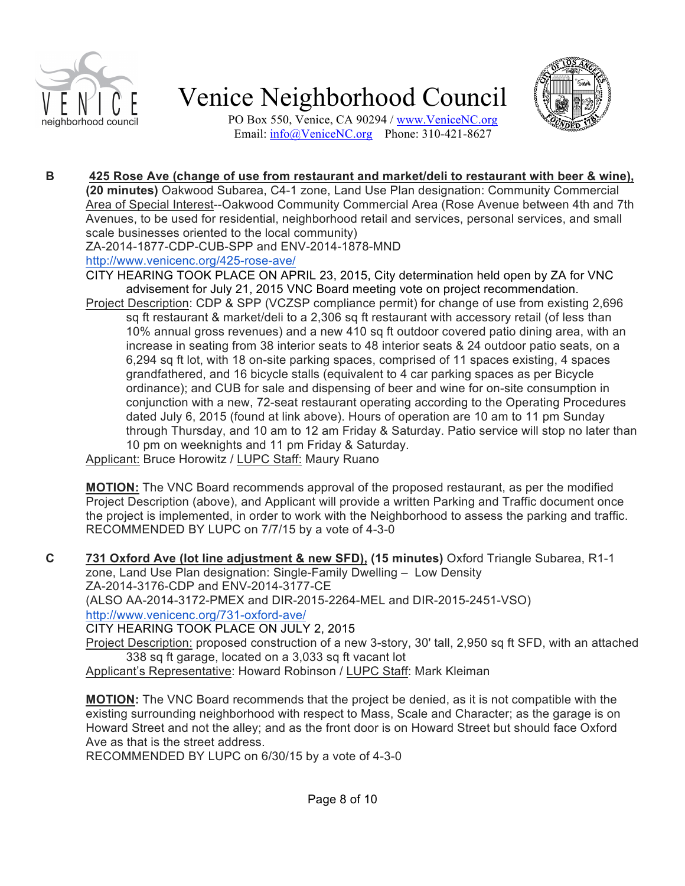**B** **425 Rose Ave (change of use from restaurant and market/deli to restaurant with beer & wine), (20 minutes)** Oakwood Subarea, C4-1 zone, Land Use Plan designation: Community Commercial Area of Special Interest--Oakwood Community Commercial Area (Rose Avenue between 4th and 7th Avenues, to be used for residential, neighborhood retail and services, personal services, and small scale businesses oriented to the local community)

ZA-2014-1877-CDP-CUB-SPP and ENV-2014-1878-MND

http://www.venicenc.org/425-rose-ave/

CITY HEARING TOOK PLACE ON APRIL 23, 2015, City determination held open by ZA for VNC advisement for July 21, 2015 VNC Board meeting vote on project recommendation.

Project Description: CDP & SPP (VCZSP compliance permit) for change of use from existing 2,696 sq ft restaurant & market/deli to a 2,306 sq ft restaurant with accessory retail (of less than 10% annual gross revenues) and a new 410 sq ft outdoor covered patio dining area, with an increase in seating from 38 interior seats to 48 interior seats & 24 outdoor patio seats, on a 6,294 sq ft lot, with 18 on-site parking spaces, comprised of 11 spaces existing, 4 spaces grandfathered, and 16 bicycle stalls (equivalent to 4 car parking spaces as per Bicycle ordinance); and CUB for sale and dispensing of beer and wine for on-site consumption in conjunction with a new, 72-seat restaurant operating according to the Operating Procedures dated July 6, 2015 (found at link above). Hours of operation are 10 am to 11 pm Sunday through Thursday, and 10 am to 12 am Friday & Saturday. Patio service will stop no later than 10 pm on weeknights and 11 pm Friday & Saturday.

Applicant: Bruce Horowitz / LUPC Staff: Maury Ruano

**MOTION:** The VNC Board recommends approval of the proposed restaurant, as per the modified Project Description (above), and Applicant will provide a written Parking and Traffic document once the project is implemented, in order to work with the Neighborhood to assess the parking and traffic. RECOMMENDED BY LUPC on 7/7/15 by a vote of 4-3-0

**C** **731 Oxford Ave (lot line adjustment & new SFD), (15 minutes)** Oxford Triangle Subarea, R1-1 zone, Land Use Plan designation: Single-Family Dwelling – Low Density

ZA-2014-3176-CDP and ENV-2014-3177-CE

(ALSO AA-2014-3172-PMEX and DIR-2015-2264-MEL and DIR-2015-2451-VSO)

http://www.venicenc.org/731-oxford-ave/

CITY HEARING TOOK PLACE ON JULY 2, 2015

Project Description: proposed construction of a new 3-story, 30' tall, 2,950 sq ft SFD, with an attached 338 sq ft garage, located on a 3,033 sq ft vacant lot

Applicant's Representative: Howard Robinson / LUPC Staff: Mark Kleiman

**MOTION:** The VNC Board recommends that the project be denied, as it is not compatible with the existing surrounding neighborhood with respect to Mass, Scale and Character; as the garage is on Howard Street and not the alley; and as the front door is on Howard Street but should face Oxford Ave as that is the street address.

RECOMMENDED BY LUPC on 6/30/15 by a vote of 4-3-0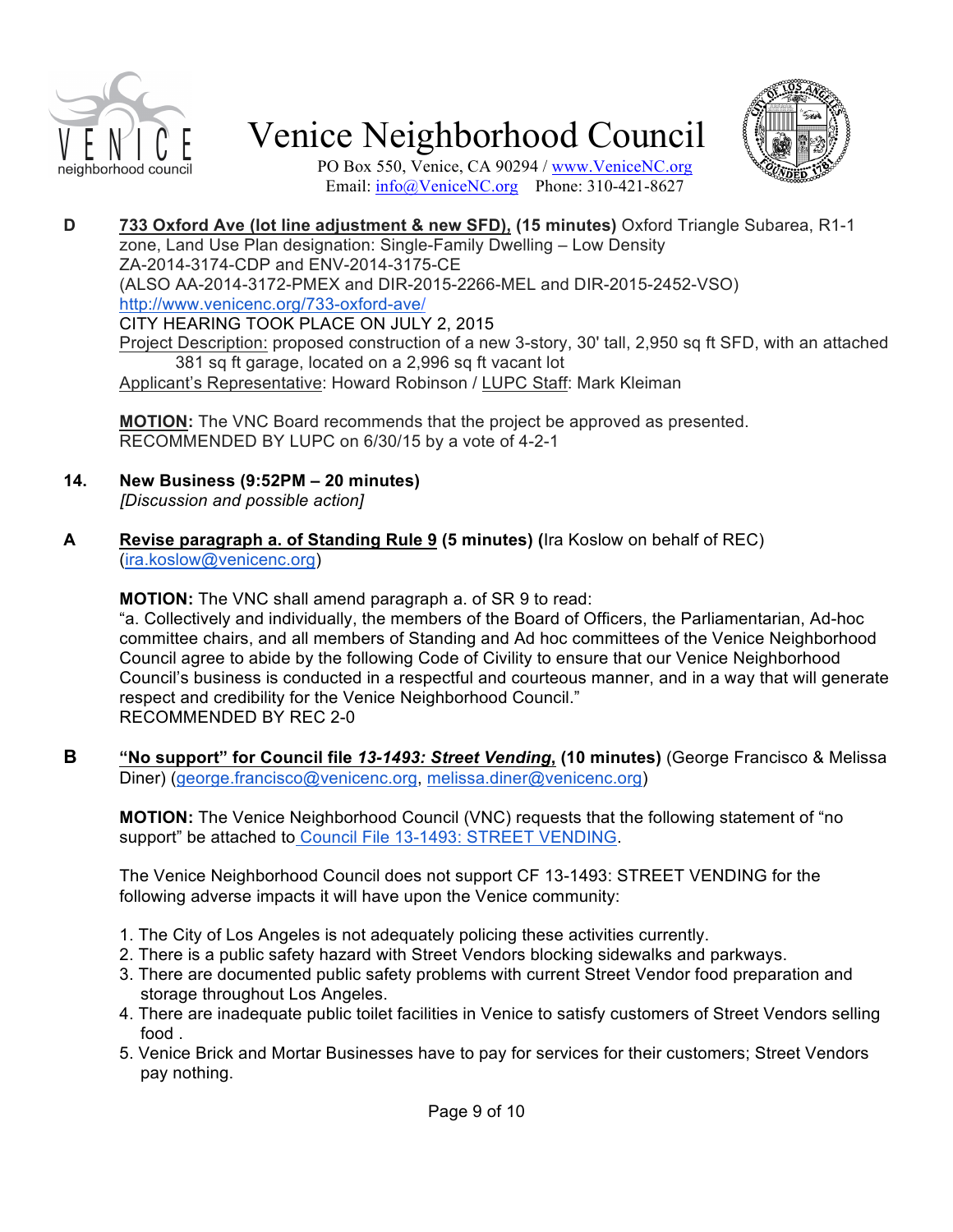**D** **733 Oxford Ave (lot line adjustment & new SFD), (15 minutes)** Oxford Triangle Subarea, R1-1 zone, Land Use Plan designation: Single-Family Dwelling – Low Density
ZA-2014-3174-CDP and ENV-2014-3175-CE
(ALSO AA-2014-3172-PMEX and DIR-2015-2266-MEL and DIR-2015-2452-VSO)
http://www.venicenc.org/733-oxford-ave/
CITY HEARING TOOK PLACE ON JULY 2, 2015
Project Description: proposed construction of a new 3-story, 30' tall, 2,950 sq ft SFD, with an attached 381 sq ft garage, located on a 2,996 sq ft vacant lot
Applicant's Representative: Howard Robinson / LUPC Staff: Mark Kleiman

**MOTION:** The VNC Board recommends that the project be approved as presented.
RECOMMENDED BY LUPC on 6/30/15 by a vote of 4-2-1

**14. New Business (9:52PM – 20 minutes)**
*[Discussion and possible action]*

**A** **Revise paragraph a. of Standing Rule 9 (5 minutes) (**Ira Koslow on behalf of REC) (ira.koslow@venicenc.org)

**MOTION:** The VNC shall amend paragraph a. of SR 9 to read:
"a. Collectively and individually, the members of the Board of Officers, the Parliamentarian, Ad-hoc committee chairs, and all members of Standing and Ad hoc committees of the Venice Neighborhood Council agree to abide by the following Code of Civility to ensure that our Venice Neighborhood Council's business is conducted in a respectful and courteous manner, and in a way that will generate respect and credibility for the Venice Neighborhood Council."
RECOMMENDED BY REC 2-0

**B** **"No support" for Council file *13-1493: Street Vending*, (10 minutes)** (George Francisco & Melissa Diner) (george.francisco@venicenc.org, melissa.diner@venicenc.org)

**MOTION:** The Venice Neighborhood Council (VNC) requests that the following statement of "no support" be attached to Council File 13-1493: STREET VENDING.

The Venice Neighborhood Council does not support CF 13-1493: STREET VENDING for the following adverse impacts it will have upon the Venice community:

1. The City of Los Angeles is not adequately policing these activities currently.
2. There is a public safety hazard with Street Vendors blocking sidewalks and parkways.
3. There are documented public safety problems with current Street Vendor food preparation and storage throughout Los Angeles.
4. There are inadequate public toilet facilities in Venice to satisfy customers of Street Vendors selling food .
5. Venice Brick and Mortar Businesses have to pay for services for their customers; Street Vendors pay nothing.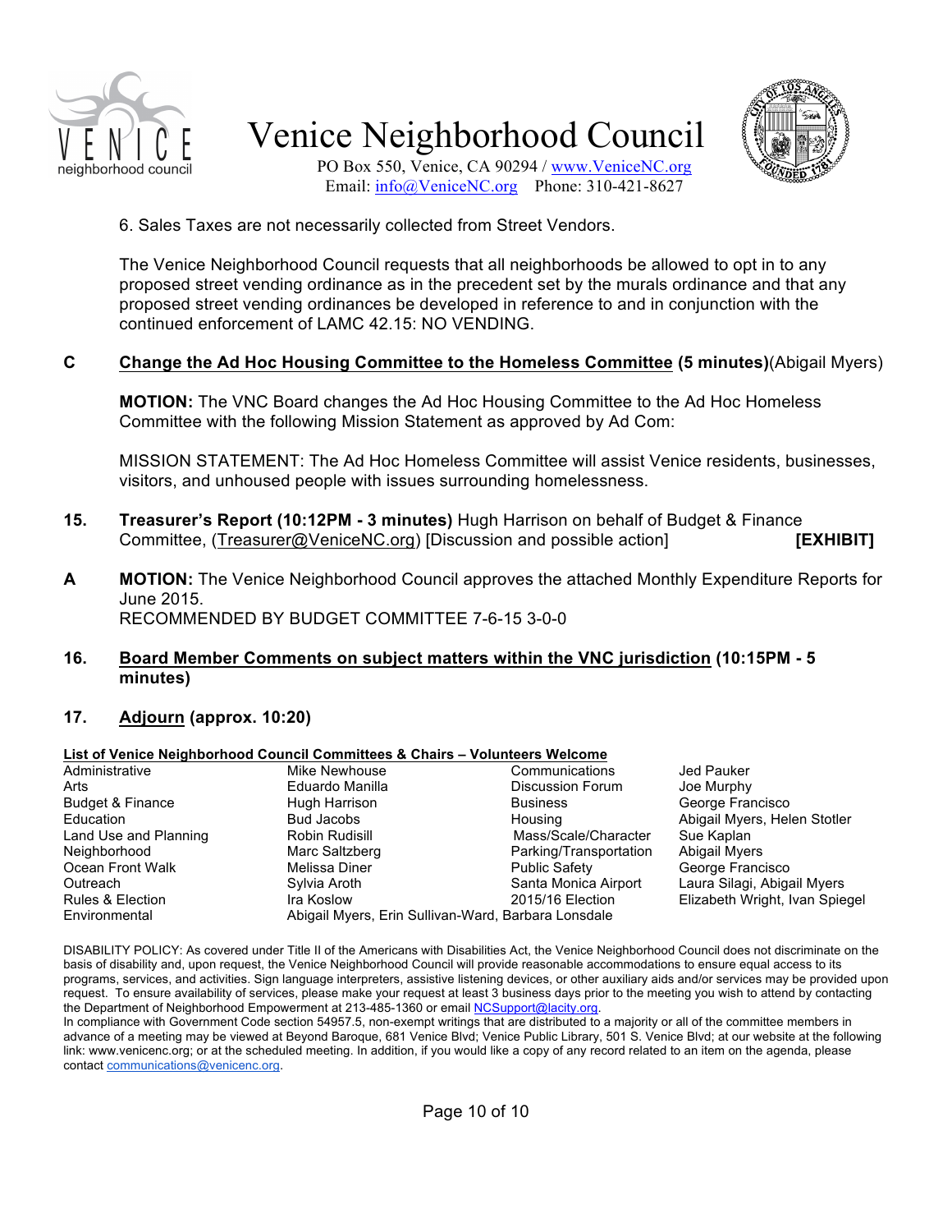6. Sales Taxes are not necessarily collected from Street Vendors.

The Venice Neighborhood Council requests that all neighborhoods be allowed to opt in to any proposed street vending ordinance as in the precedent set by the murals ordinance and that any proposed street vending ordinances be developed in reference to and in conjunction with the continued enforcement of LAMC 42.15: NO VENDING.

**C** **Change the Ad Hoc Housing Committee to the Homeless Committee (5 minutes)**(Abigail Myers)

**MOTION:** The VNC Board changes the Ad Hoc Housing Committee to the Ad Hoc Homeless Committee with the following Mission Statement as approved by Ad Com:

MISSION STATEMENT: The Ad Hoc Homeless Committee will assist Venice residents, businesses, visitors, and unhoused people with issues surrounding homelessness.

**15.** **Treasurer's Report (10:12PM - 3 minutes)** Hugh Harrison on behalf of Budget & Finance Committee, (Treasurer@VeniceNC.org) [Discussion and possible action] **[EXHIBIT]**

**A** **MOTION:** The Venice Neighborhood Council approves the attached Monthly Expenditure Reports for June 2015.
RECOMMENDED BY BUDGET COMMITTEE 7-6-15 3-0-0

**16.** **Board Member Comments on subject matters within the VNC jurisdiction (10:15PM - 5 minutes)**

**17.** **Adjourn (approx. 10:20)**

**List of Venice Neighborhood Council Committees & Chairs – Volunteers Welcome**

| | | | |
|---|---|---|---|
| Administrative | Mike Newhouse | Communications | Jed Pauker |
| Arts | Eduardo Manilla | Discussion Forum | Joe Murphy |
| Budget & Finance | Hugh Harrison | Business | George Francisco |
| Education | Bud Jacobs | Housing | Abigail Myers, Helen Stotler |
| Land Use and Planning | Robin Rudisill | Mass/Scale/Character | Sue Kaplan |
| Neighborhood | Marc Saltzberg | Parking/Transportation | Abigail Myers |
| Ocean Front Walk | Melissa Diner | Public Safety | George Francisco |
| Outreach | Sylvia Aroth | Santa Monica Airport | Laura Silagi, Abigail Myers |
| Rules & Election | Ira Koslow | 2015/16 Election | Elizabeth Wright, Ivan Spiegel |
| Environmental | Abigail Myers, Erin Sullivan-Ward, Barbara Lonsdale | | |

DISABILITY POLICY: As covered under Title II of the Americans with Disabilities Act, the Venice Neighborhood Council does not discriminate on the basis of disability and, upon request, the Venice Neighborhood Council will provide reasonable accommodations to ensure equal access to its programs, services, and activities. Sign language interpreters, assistive listening devices, or other auxiliary aids and/or services may be provided upon request. To ensure availability of services, please make your request at least 3 business days prior to the meeting you wish to attend by contacting the Department of Neighborhood Empowerment at 213-485-1360 or email NCSupport@lacity.org.
In compliance with Government Code section 54957.5, non-exempt writings that are distributed to a majority or all of the committee members in advance of a meeting may be viewed at Beyond Baroque, 681 Venice Blvd; Venice Public Library, 501 S. Venice Blvd; at our website at the following link: www.venicenc.org; or at the scheduled meeting. In addition, if you would like a copy of any record related to an item on the agenda, please contact communications@venicenc.org.